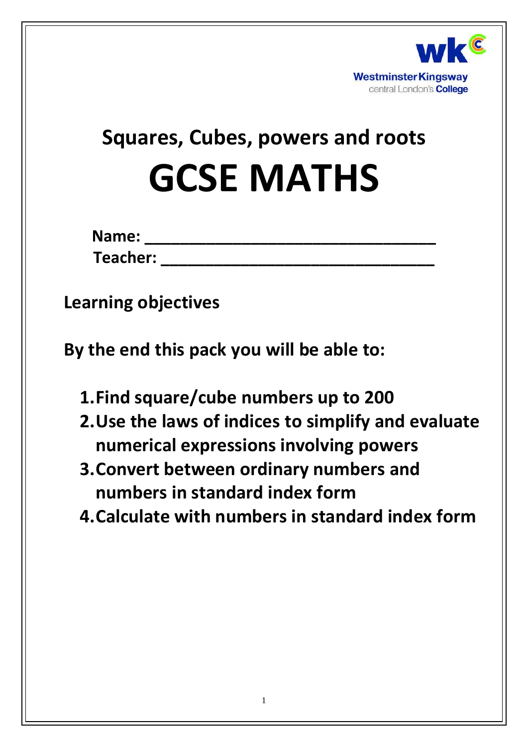Westminster Kingsway
central London's **College**

## Squares, Cubes, powers and roots

# GCSE MATHS

**Name: ________________________________**

**Teacher: ______________________________**

## Learning objectives

**By the end this pack you will be able to:**

1. **Find square/cube numbers up to 200**
2. **Use the laws of indices to simplify and evaluate numerical expressions involving powers**
3. **Convert between ordinary numbers and numbers in standard index form**
4. **Calculate with numbers in standard index form**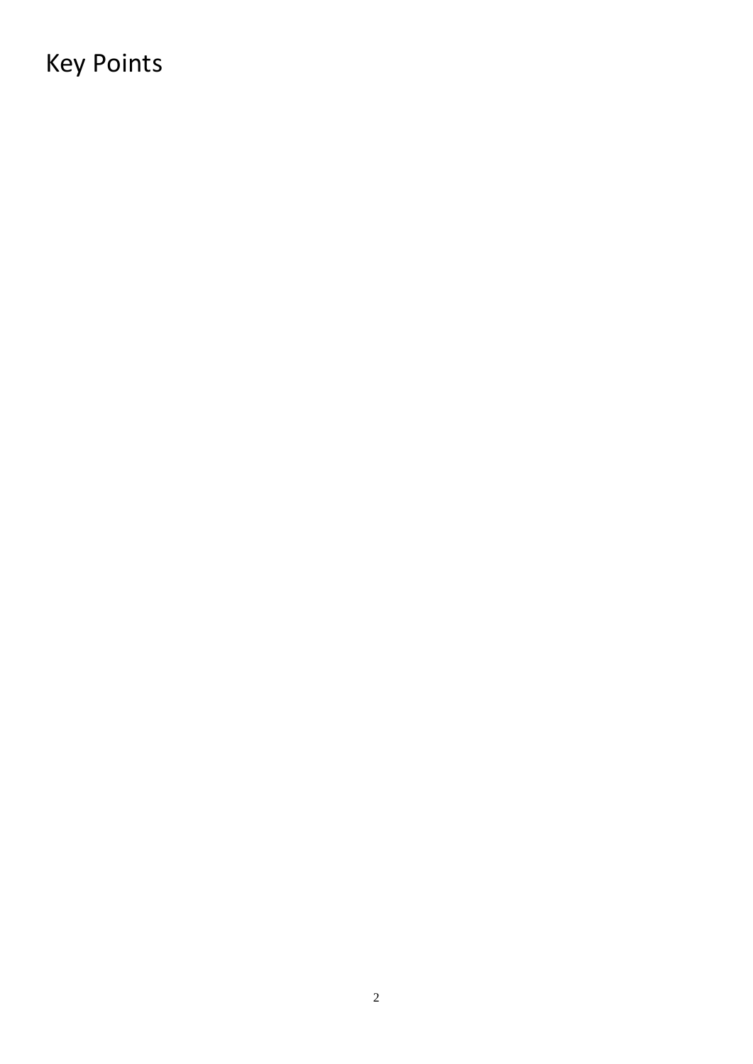# Key Points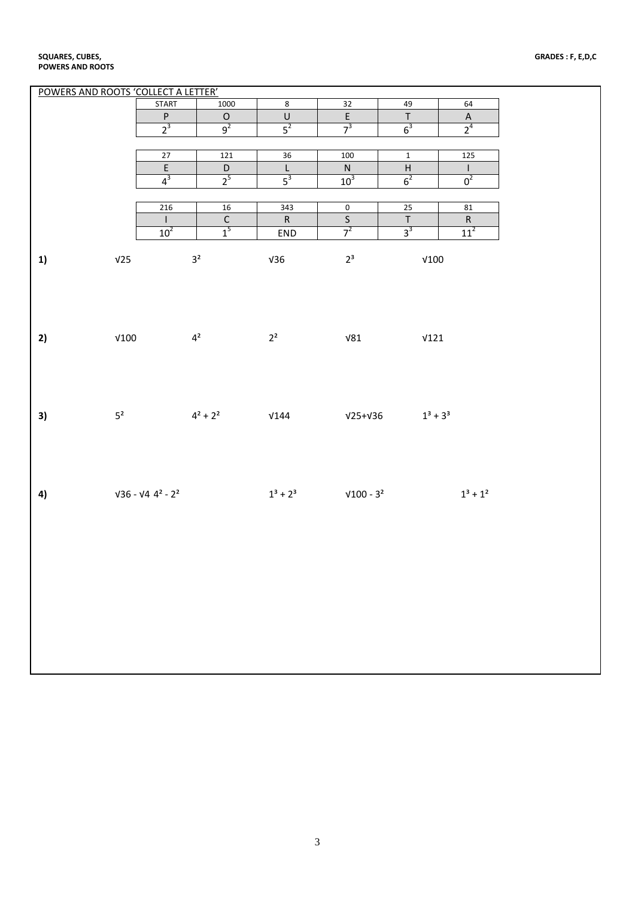**SQUARES, CUBES, POWERS AND ROOTS** — **GRADES : F, E,D,C**

POWERS AND ROOTS 'COLLECT A LETTER'

| START | 1000 | 8 | 32 | 49 | 64 |
|---|---|---|---|---|---|
| P | O | U | E | T | A |
| $2^3$ | $9^2$ | $5^2$ | $7^3$ | $6^3$ | $2^4$ |

| 27 | 121 | 36 | 100 | 1 | 125 |
|---|---|---|---|---|---|
| E | D | L | N | H | I |
| $4^3$ | $2^5$ | $5^3$ | $10^3$ | $6^2$ | $0^2$ |

| 216 | 16 | 343 | 0 | 25 | 81 |
|---|---|---|---|---|---|
| I | C | R | S | T | R |
| $10^2$ | $1^5$ | END | $7^2$ | $3^3$ | $11^2$ |

**1)** $\sqrt{25}$ $3^2$ $\sqrt{36}$ $2^3$ $\sqrt{100}$

**2)** $\sqrt{100}$ $4^2$ $2^2$ $\sqrt{81}$ $\sqrt{121}$

**3)** $5^2$ $4^2 + 2^2$ $\sqrt{144}$ $\sqrt{25}+\sqrt{36}$ $1^3 + 3^3$

**4)** $\sqrt{36} - \sqrt{4}$ $4^2 - 2^2$ $1^3 + 2^3$ $\sqrt{100} - 3^2$ $1^3 + 1^2$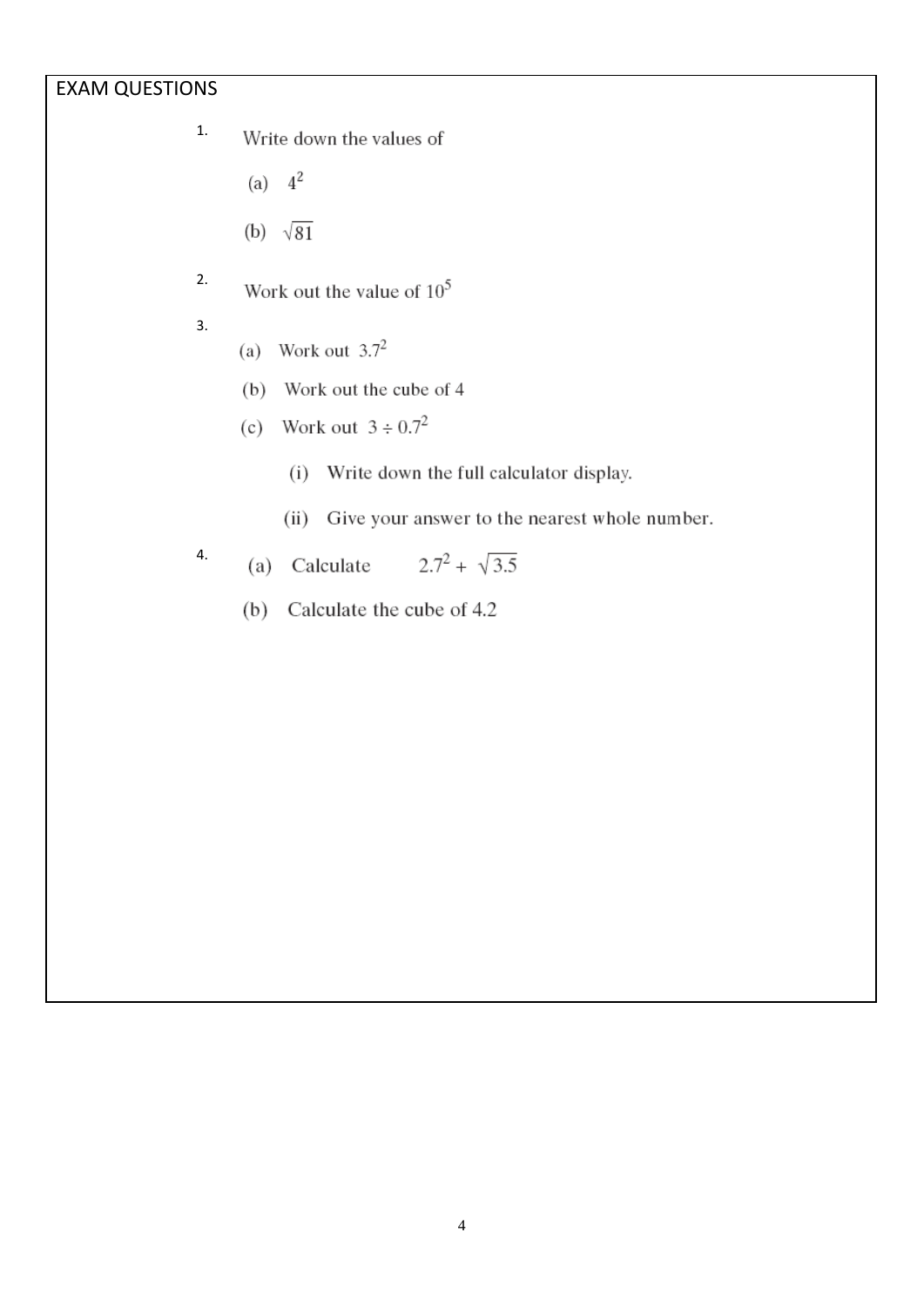## EXAM QUESTIONS

1. Write down the values of

   (a) $4^2$

   (b) $\sqrt{81}$

2. Work out the value of $10^5$

3. (a) Work out $3.7^2$

   (b) Work out the cube of 4

   (c) Work out $3 \div 0.7^2$

      (i) Write down the full calculator display.

      (ii) Give your answer to the nearest whole number.

4. (a) Calculate $2.7^2 + \sqrt{3.5}$

   (b) Calculate the cube of 4.2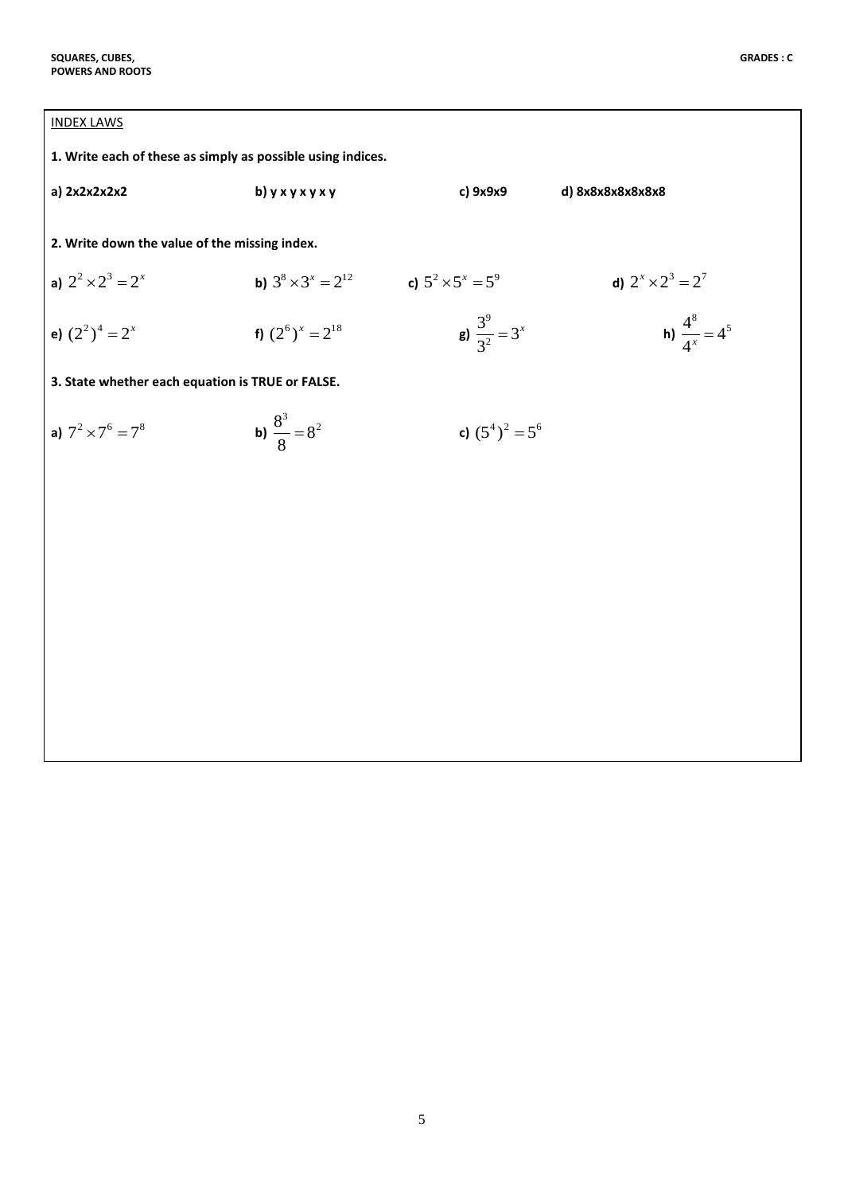## INDEX LAWS

**1. Write each of these as simply as possible using indices.**

**a)** 2x2x2x2x2　　**b)** y x y x y x y　　**c)** 9x9x9　　**d)** 8x8x8x8x8x8

**2. Write down the value of the missing index.**

**a)** $2^2 \times 2^3 = 2^x$　　**b)** $3^8 \times 3^x = 2^{12}$　　**c)** $5^2 \times 5^x = 5^9$　　**d)** $2^x \times 2^3 = 2^7$

**e)** $(2^2)^4 = 2^x$　　**f)** $(2^6)^x = 2^{18}$　　**g)** $\dfrac{3^9}{3^2} = 3^x$　　**h)** $\dfrac{4^8}{4^x} = 4^5$

**3. State whether each equation is TRUE or FALSE.**

**a)** $7^2 \times 7^6 = 7^8$　　**b)** $\dfrac{8^3}{8} = 8^2$　　**c)** $(5^4)^2 = 5^6$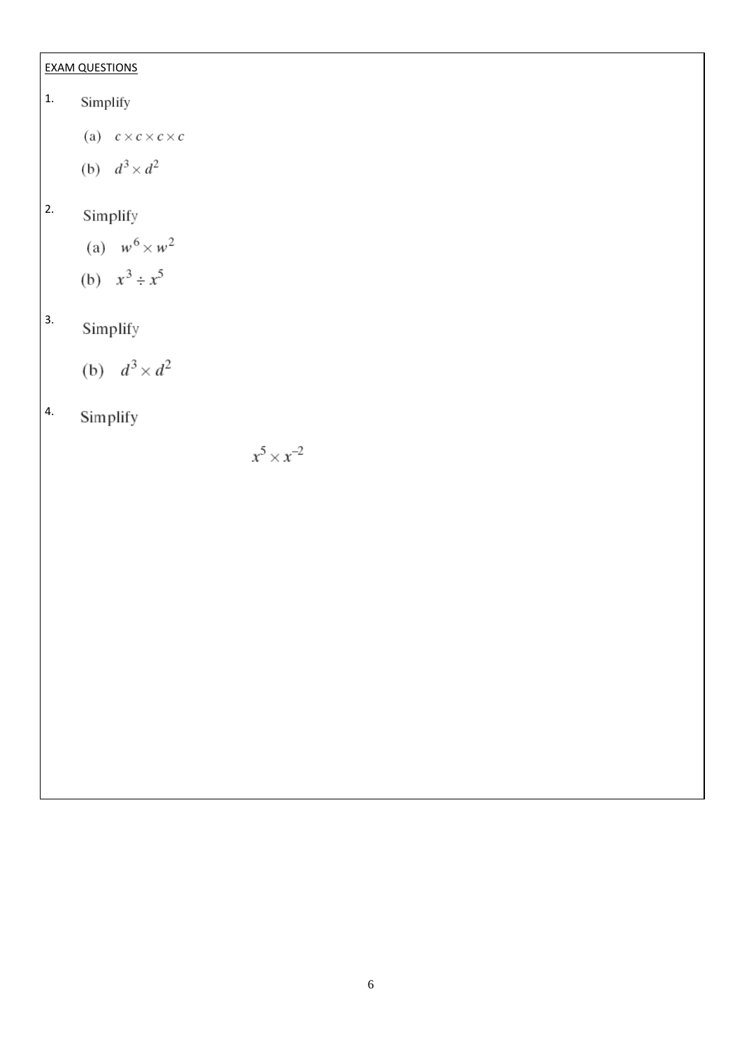EXAM QUESTIONS

1. Simplify

   (a) $c \times c \times c \times c$

   (b) $d^3 \times d^2$

2. Simplify

   (a) $w^6 \times w^2$

   (b) $x^3 \div x^5$

3. Simplify

   (b) $d^3 \times d^2$

4. Simplify

$$x^5 \times x^{-2}$$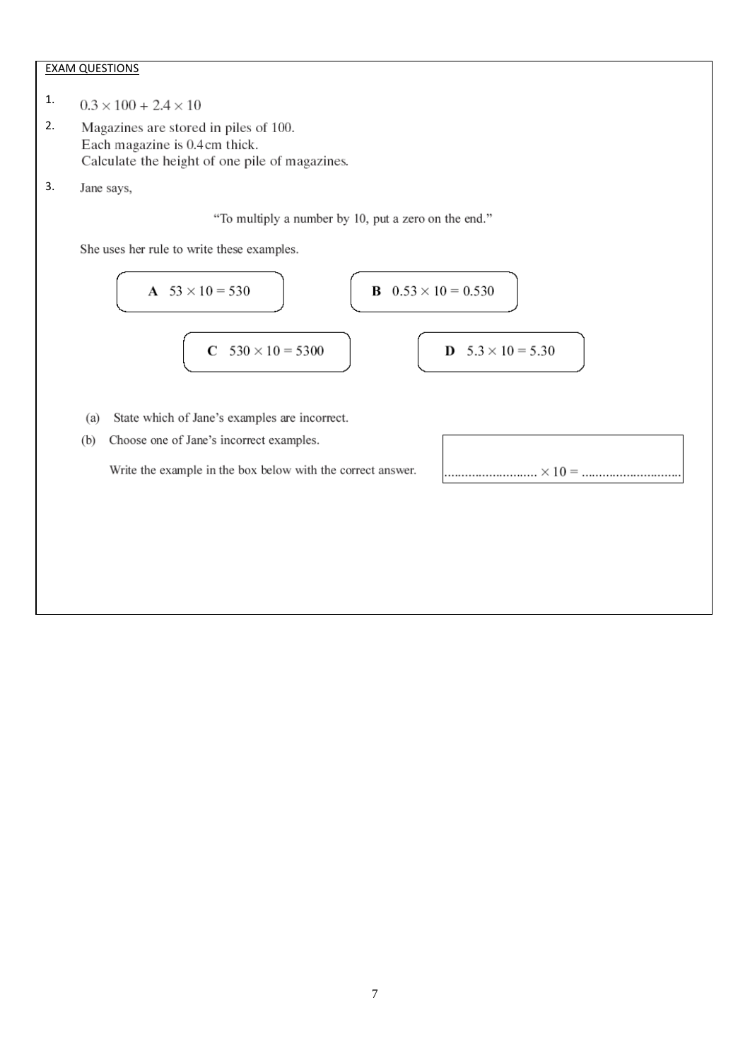EXAM QUESTIONS

1. $0.3 \times 100 + 2.4 \times 10$

2. Magazines are stored in piles of 100.
   Each magazine is 0.4 cm thick.
   Calculate the height of one pile of magazines.

3. Jane says,

   "To multiply a number by 10, put a zero on the end."

   She uses her rule to write these examples.

   **A** $53 \times 10 = 530$

   **B** $0.53 \times 10 = 0.530$

   **C** $530 \times 10 = 5300$

   **D** $5.3 \times 10 = 5.30$

   (a) State which of Jane's examples are incorrect.

   (b) Choose one of Jane's incorrect examples.

   Write the example in the box below with the correct answer.

   ........................... $\times 10 =$ ...........................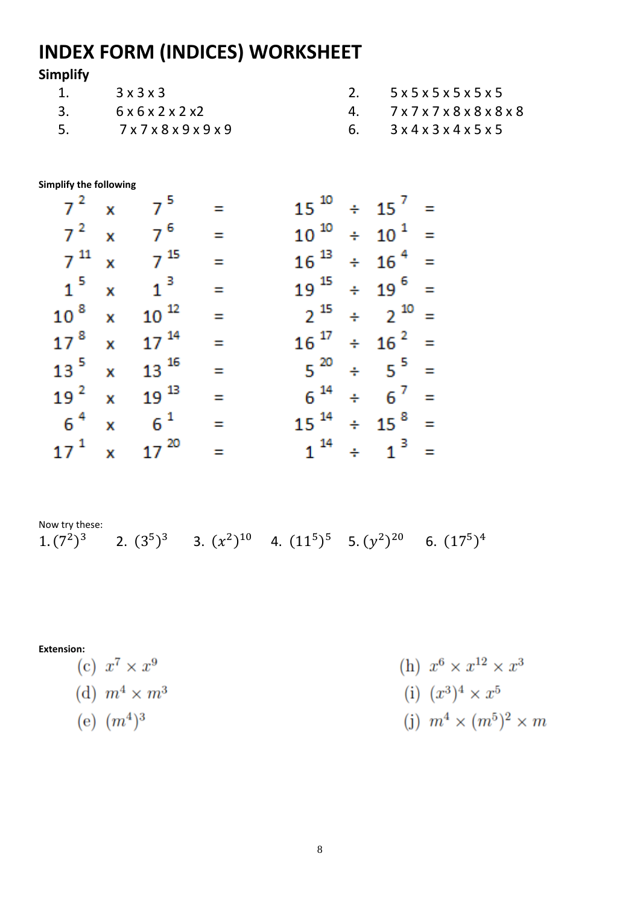# INDEX FORM (INDICES) WORKSHEET

**Simplify**

1. 3 x 3 x 3
2. 5 x 5 x 5 x 5 x 5 x 5
3. 6 x 6 x 2 x 2 x2
4. 7 x 7 x 7 x 8 x 8 x 8 x 8
5. 7 x 7 x 8 x 9 x 9 x 9
6. 3 x 4 x 3 x 4 x 5 x 5

**Simplify the following**

| | | | | | | | |
|---|---|---|---|---|---|---|---|
| $7^2$ | x | $7^5$ | = | $15^{10}$ | ÷ | $15^7$ | = |
| $7^2$ | x | $7^6$ | = | $10^{10}$ | ÷ | $10^1$ | = |
| $7^{11}$ | x | $7^{15}$ | = | $16^{13}$ | ÷ | $16^4$ | = |
| $1^5$ | x | $1^3$ | = | $19^{15}$ | ÷ | $19^6$ | = |
| $10^8$ | x | $10^{12}$ | = | $2^{15}$ | ÷ | $2^{10}$ | = |
| $17^8$ | x | $17^{14}$ | = | $16^{17}$ | ÷ | $16^2$ | = |
| $13^5$ | x | $13^{16}$ | = | $5^{20}$ | ÷ | $5^5$ | = |
| $19^2$ | x | $19^{13}$ | = | $6^{14}$ | ÷ | $6^7$ | = |
| $6^4$ | x | $6^1$ | = | $15^{14}$ | ÷ | $15^8$ | = |
| $17^1$ | x | $17^{20}$ | = | $1^{14}$ | ÷ | $1^3$ | = |

Now try these:

1. $(7^2)^3$ 2. $(3^5)^3$ 3. $(x^2)^{10}$ 4. $(11^5)^5$ 5. $(y^2)^{20}$ 6. $(17^5)^4$

**Extension:**

(c) $x^7 \times x^9$

(d) $m^4 \times m^3$

(e) $(m^4)^3$

(h) $x^6 \times x^{12} \times x^3$

(i) $(x^3)^4 \times x^5$

(j) $m^4 \times (m^5)^2 \times m$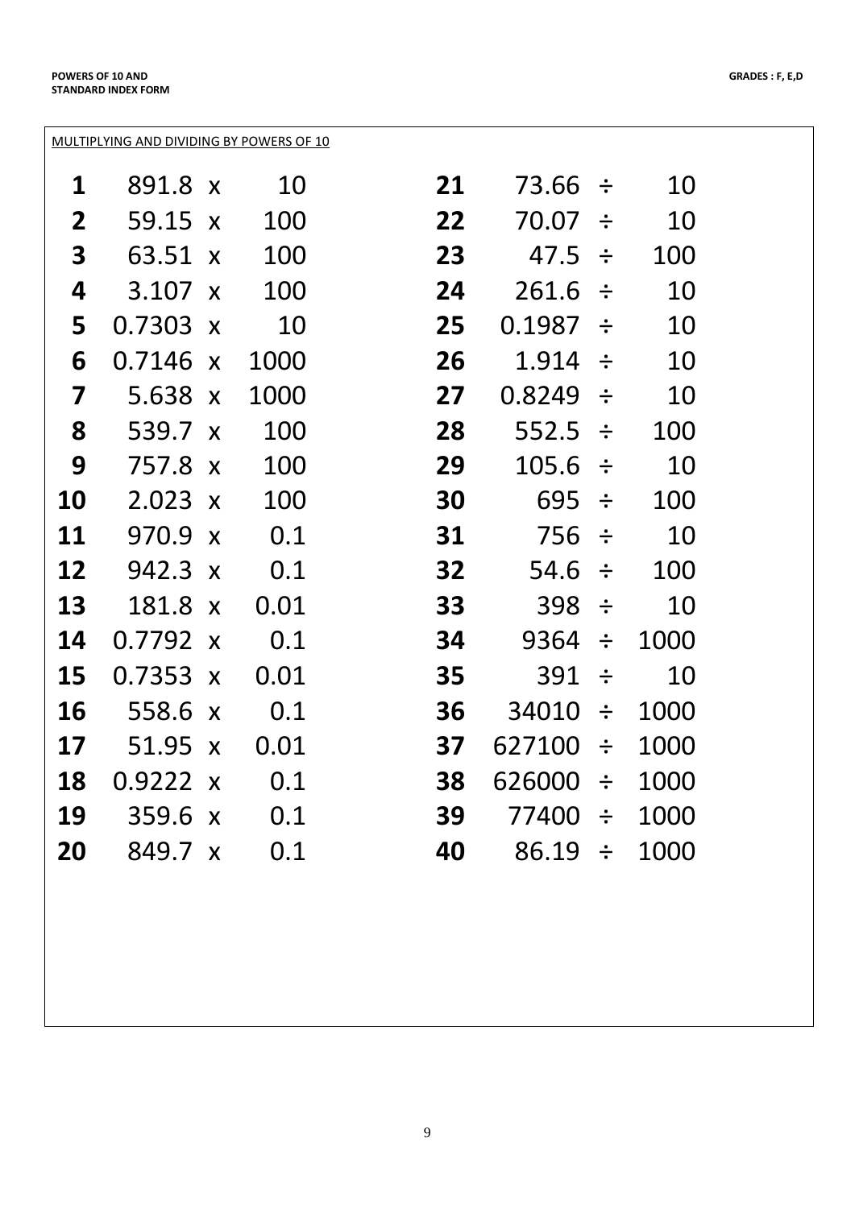POWERS OF 10 AND STANDARD INDEX FORM

GRADES : F, E,D

MULTIPLYING AND DIVIDING BY POWERS OF 10

| | | | | | | | |
|---|---|---|---|---|---|---|---|
| **1** | 891.8 x 10 | **21** | 73.66 ÷ 10 |
| **2** | 59.15 x 100 | **22** | 70.07 ÷ 10 |
| **3** | 63.51 x 100 | **23** | 47.5 ÷ 100 |
| **4** | 3.107 x 100 | **24** | 261.6 ÷ 10 |
| **5** | 0.7303 x 10 | **25** | 0.1987 ÷ 10 |
| **6** | 0.7146 x 1000 | **26** | 1.914 ÷ 10 |
| **7** | 5.638 x 1000 | **27** | 0.8249 ÷ 10 |
| **8** | 539.7 x 100 | **28** | 552.5 ÷ 100 |
| **9** | 757.8 x 100 | **29** | 105.6 ÷ 10 |
| **10** | 2.023 x 100 | **30** | 695 ÷ 100 |
| **11** | 970.9 x 0.1 | **31** | 756 ÷ 10 |
| **12** | 942.3 x 0.1 | **32** | 54.6 ÷ 100 |
| **13** | 181.8 x 0.01 | **33** | 398 ÷ 10 |
| **14** | 0.7792 x 0.1 | **34** | 9364 ÷ 1000 |
| **15** | 0.7353 x 0.01 | **35** | 391 ÷ 10 |
| **16** | 558.6 x 0.1 | **36** | 34010 ÷ 1000 |
| **17** | 51.95 x 0.01 | **37** | 627100 ÷ 1000 |
| **18** | 0.9222 x 0.1 | **38** | 626000 ÷ 1000 |
| **19** | 359.6 x 0.1 | **39** | 77400 ÷ 1000 |
| **20** | 849.7 x 0.1 | **40** | 86.19 ÷ 1000 |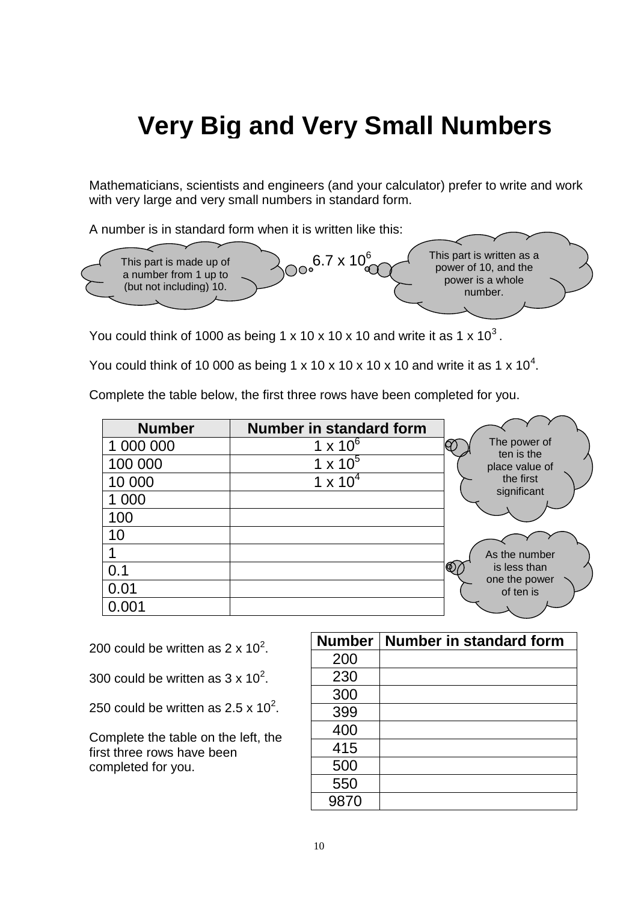# Very Big and Very Small Numbers

Mathematicians, scientists and engineers (and your calculator) prefer to write and work with very large and very small numbers in standard form.

A number is in standard form when it is written like this:

This part is made up of a number from 1 up to (but not including) 10.

$6.7 \times 10^6$

This part is written as a power of 10, and the power is a whole number.

You could think of 1000 as being 1 x 10 x 10 x 10 and write it as $1 \times 10^3$.

You could think of 10 000 as being 1 x 10 x 10 x 10 x 10 and write it as $1 \times 10^4$.

Complete the table below, the first three rows have been completed for you.

| Number | Number in standard form |
|---|---|
| 1 000 000 | $1 \times 10^6$ |
| 100 000 | $1 \times 10^5$ |
| 10 000 | $1 \times 10^4$ |
| 1 000 | |
| 100 | |
| 10 | |
| 1 | |
| 0.1 | |
| 0.01 | |
| 0.001 | |

The power of ten is the place value of the first significant

As the number is less than one the power of ten is

200 could be written as $2 \times 10^2$.

300 could be written as $3 \times 10^2$.

250 could be written as $2.5 \times 10^2$.

Complete the table on the left, the first three rows have been completed for you.

| Number | Number in standard form |
|---|---|
| 200 | |
| 230 | |
| 300 | |
| 399 | |
| 400 | |
| 415 | |
| 500 | |
| 550 | |
| 9870 | |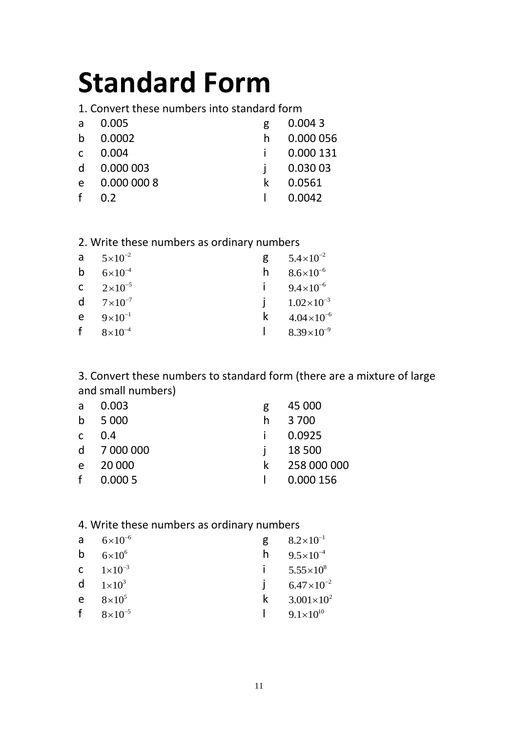# Standard Form

1. Convert these numbers into standard form

- a 0.005
- b 0.0002
- c 0.004
- d 0.000 003
- e 0.000 000 8
- f 0.2
- g 0.004 3
- h 0.000 056
- i 0.000 131
- j 0.030 03
- k 0.0561
- l 0.0042

2. Write these numbers as ordinary numbers

- a $5\times10^{-2}$
- b $6\times10^{-4}$
- c $2\times10^{-5}$
- d $7\times10^{-7}$
- e $9\times10^{-1}$
- f $8\times10^{-4}$
- g $5.4\times10^{-2}$
- h $8.6\times10^{-6}$
- i $9.4\times10^{-6}$
- j $1.02\times10^{-3}$
- k $4.04\times10^{-6}$
- l $8.39\times10^{-9}$

3. Convert these numbers to standard form (there are a mixture of large and small numbers)

- a 0.003
- b 5 000
- c 0.4
- d 7 000 000
- e 20 000
- f 0.000 5
- g 45 000
- h 3 700
- i 0.0925
- j 18 500
- k 258 000 000
- l 0.000 156

4. Write these numbers as ordinary numbers

- a $6\times10^{-6}$
- b $6\times10^{6}$
- c $1\times10^{-3}$
- d $1\times10^{3}$
- e $8\times10^{5}$
- f $8\times10^{-5}$
- g $8.2\times10^{-1}$
- h $9.5\times10^{-4}$
- i $5.55\times10^{8}$
- j $6.47\times10^{-2}$
- k $3.001\times10^{2}$
- l $9.1\times10^{10}$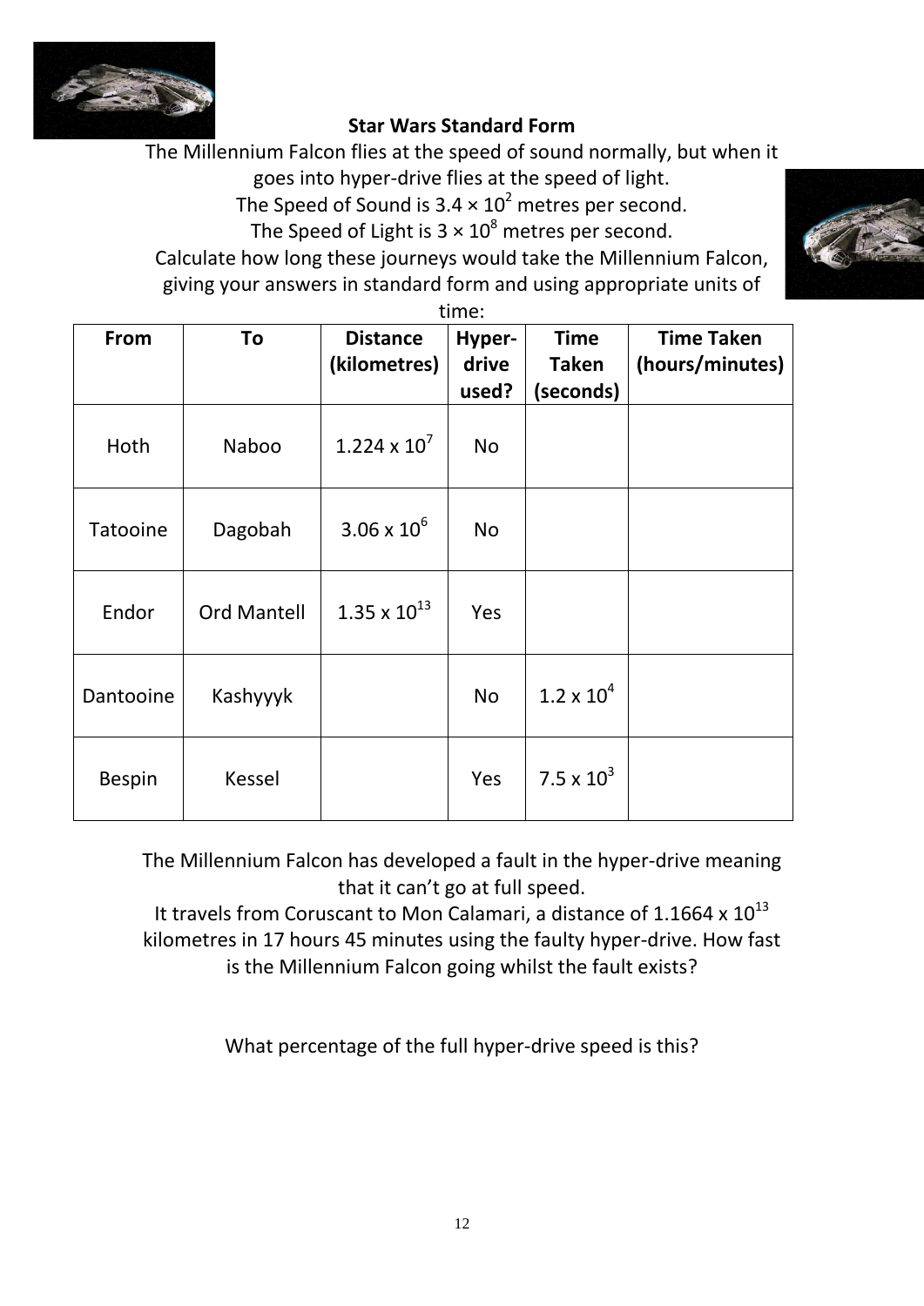**Star Wars Standard Form**

The Millennium Falcon flies at the speed of sound normally, but when it goes into hyper-drive flies at the speed of light.

The Speed of Sound is $3.4 \times 10^2$ metres per second.

The Speed of Light is $3 \times 10^8$ metres per second.

Calculate how long these journeys would take the Millennium Falcon, giving your answers in standard form and using appropriate units of time:

| From | To | Distance (kilometres) | Hyper-drive used? | Time Taken (seconds) | Time Taken (hours/minutes) |
|---|---|---|---|---|---|
| Hoth | Naboo | $1.224 \times 10^7$ | No | | |
| Tatooine | Dagobah | $3.06 \times 10^6$ | No | | |
| Endor | Ord Mantell | $1.35 \times 10^{13}$ | Yes | | |
| Dantooine | Kashyyyk | | No | $1.2 \times 10^4$ | |
| Bespin | Kessel | | Yes | $7.5 \times 10^3$ | |

The Millennium Falcon has developed a fault in the hyper-drive meaning that it can't go at full speed.

It travels from Coruscant to Mon Calamari, a distance of $1.1664 \times 10^{13}$ kilometres in 17 hours 45 minutes using the faulty hyper-drive. How fast is the Millennium Falcon going whilst the fault exists?

What percentage of the full hyper-drive speed is this?